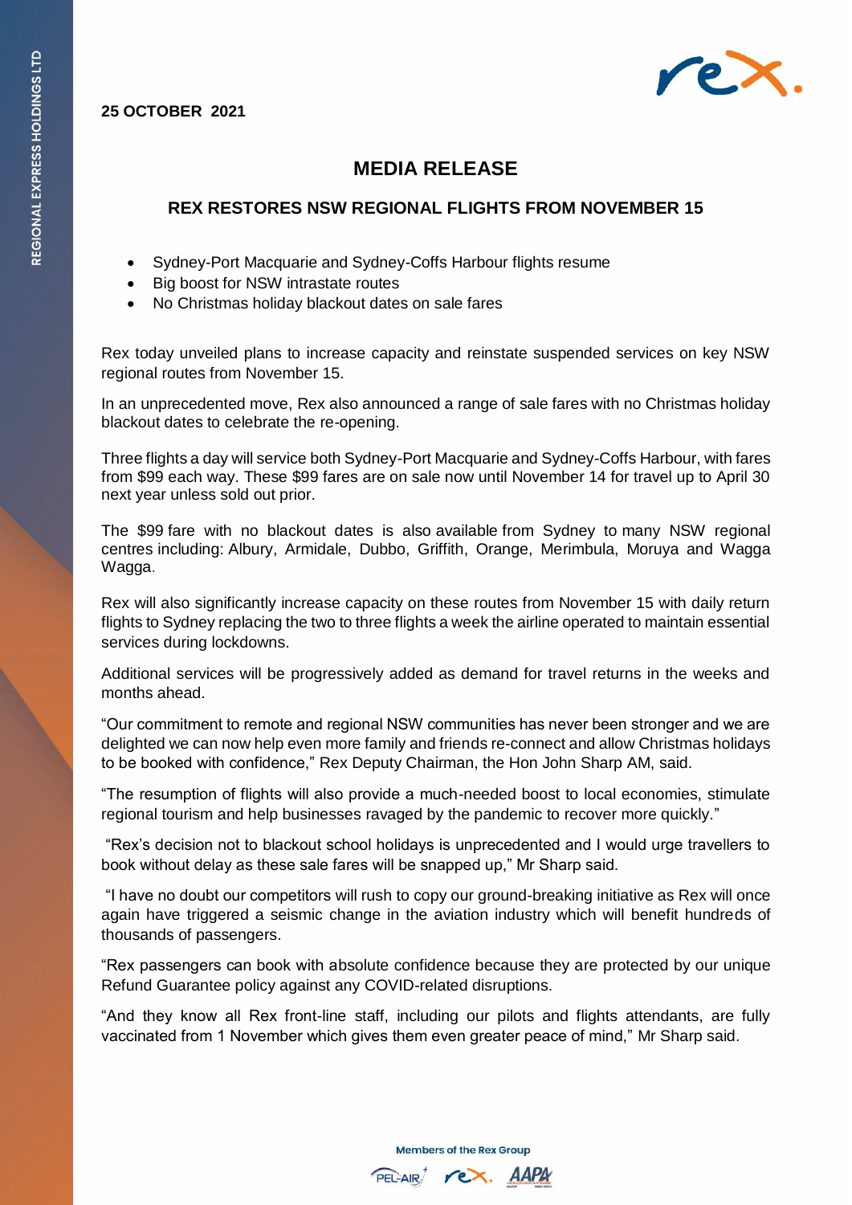**25 OCTOBER 2021**

# MEDIA RELEASE

## REX RESTORES NSW REGIONAL FLIGHTS FROM NOVEMBER 15

- Sydney-Port Macquarie and Sydney-Coffs Harbour flights resume
- Big boost for NSW intrastate routes
- No Christmas holiday blackout dates on sale fares

Rex today unveiled plans to increase capacity and reinstate suspended services on key NSW regional routes from November 15.

In an unprecedented move, Rex also announced a range of sale fares with no Christmas holiday blackout dates to celebrate the re-opening.

Three flights a day will service both Sydney-Port Macquarie and Sydney-Coffs Harbour, with fares from $99 each way. These $99 fares are on sale now until November 14 for travel up to April 30 next year unless sold out prior.

The $99 fare with no blackout dates is also available from Sydney to many NSW regional centres including: Albury, Armidale, Dubbo, Griffith, Orange, Merimbula, Moruya and Wagga Wagga.

Rex will also significantly increase capacity on these routes from November 15 with daily return flights to Sydney replacing the two to three flights a week the airline operated to maintain essential services during lockdowns.

Additional services will be progressively added as demand for travel returns in the weeks and months ahead.

"Our commitment to remote and regional NSW communities has never been stronger and we are delighted we can now help even more family and friends re-connect and allow Christmas holidays to be booked with confidence," Rex Deputy Chairman, the Hon John Sharp AM, said.

"The resumption of flights will also provide a much-needed boost to local economies, stimulate regional tourism and help businesses ravaged by the pandemic to recover more quickly."

"Rex's decision not to blackout school holidays is unprecedented and I would urge travellers to book without delay as these sale fares will be snapped up," Mr Sharp said.

"I have no doubt our competitors will rush to copy our ground-breaking initiative as Rex will once again have triggered a seismic change in the aviation industry which will benefit hundreds of thousands of passengers.

"Rex passengers can book with absolute confidence because they are protected by our unique Refund Guarantee policy against any COVID-related disruptions.

"And they know all Rex front-line staff, including our pilots and flights attendants, are fully vaccinated from 1 November which gives them even greater peace of mind," Mr Sharp said.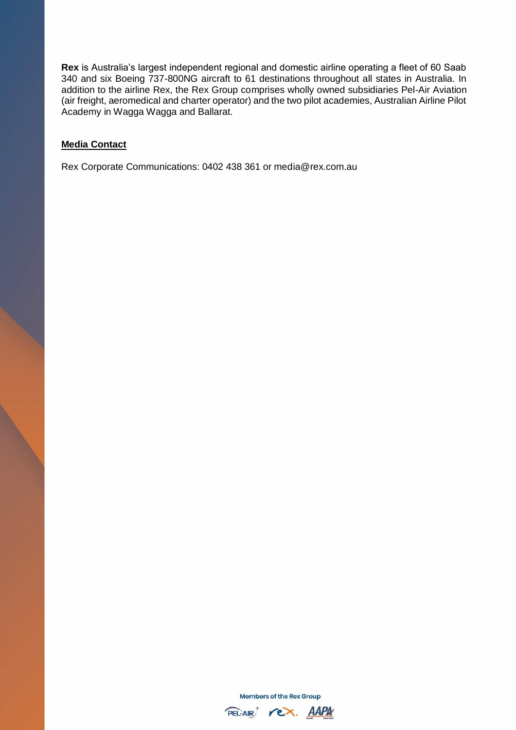**Rex** is Australia's largest independent regional and domestic airline operating a fleet of 60 Saab 340 and six Boeing 737-800NG aircraft to 61 destinations throughout all states in Australia. In addition to the airline Rex, the Rex Group comprises wholly owned subsidiaries Pel-Air Aviation (air freight, aeromedical and charter operator) and the two pilot academies, Australian Airline Pilot Academy in Wagga Wagga and Ballarat.

**Media Contact**

Rex Corporate Communications: 0402 438 361 or media@rex.com.au

Members of the Rex Group